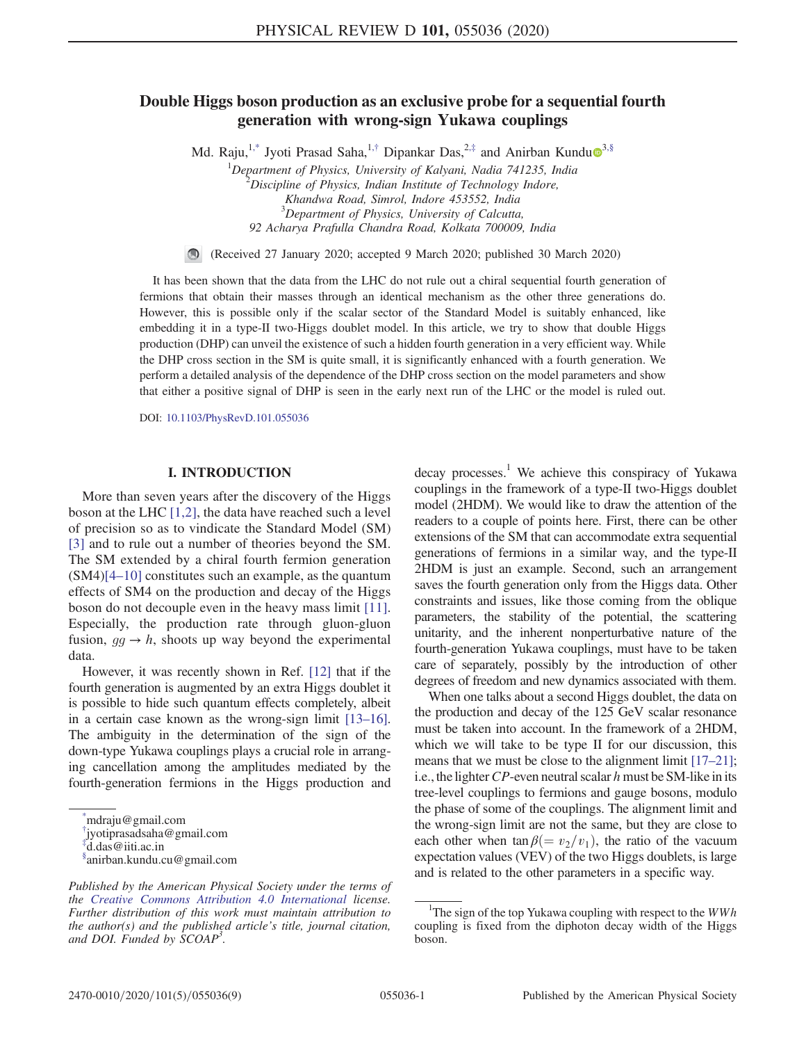# Double Higgs boson production as an exclusive probe for a sequential fourth generation with wrong-sign Yukawa couplings

Md. Raju,[1,*] Jyoti Prasad Saha,[1,†] Dipankar Das,[2,‡] and Anirban Kundu[3,§]

[1]Department of Physics, University of Kalyani, Nadia 741235, India
[2]Discipline of Physics, Indian Institute of Technology Indore, Khandwa Road, Simrol, Indore 453552, India
[3]Department of Physics, University of Calcutta, 92 Acharya Prafulla Chandra Road, Kolkata 700009, India

(Received 27 January 2020; accepted 9 March 2020; published 30 March 2020)

It has been shown that the data from the LHC do not rule out a chiral sequential fourth generation of fermions that obtain their masses through an identical mechanism as the other three generations do. However, this is possible only if the scalar sector of the Standard Model is suitably enhanced, like embedding it in a type-II two-Higgs doublet model. In this article, we try to show that double Higgs production (DHP) can unveil the existence of such a hidden fourth generation in a very efficient way. While the DHP cross section in the SM is quite small, it is significantly enhanced with a fourth generation. We perform a detailed analysis of the dependence of the DHP cross section on the model parameters and show that either a positive signal of DHP is seen in the early next run of the LHC or the model is ruled out.

DOI: 10.1103/PhysRevD.101.055036

## I. INTRODUCTION

More than seven years after the discovery of the Higgs boson at the LHC [1,2], the data have reached such a level of precision so as to vindicate the Standard Model (SM) [3] and to rule out a number of theories beyond the SM. The SM extended by a chiral fourth fermion generation (SM4)[4–10] constitutes such an example, as the quantum effects of SM4 on the production and decay of the Higgs boson do not decouple even in the heavy mass limit [11]. Especially, the production rate through gluon-gluon fusion, $gg \to h$, shoots up way beyond the experimental data.

However, it was recently shown in Ref. [12] that if the fourth generation is augmented by an extra Higgs doublet it is possible to hide such quantum effects completely, albeit in a certain case known as the wrong-sign limit [13–16]. The ambiguity in the determination of the sign of the down-type Yukawa couplings plays a crucial role in arranging cancellation among the amplitudes mediated by the fourth-generation fermions in the Higgs production and decay processes.[1] We achieve this conspiracy of Yukawa couplings in the framework of a type-II two-Higgs doublet model (2HDM). We would like to draw the attention of the readers to a couple of points here. First, there can be other extensions of the SM that can accommodate extra sequential generations of fermions in a similar way, and the type-II 2HDM is just an example. Second, such an arrangement saves the fourth generation only from the Higgs data. Other constraints and issues, like those coming from the oblique parameters, the stability of the potential, the scattering unitarity, and the inherent nonperturbative nature of the fourth-generation Yukawa couplings, must have to be taken care of separately, possibly by the introduction of other degrees of freedom and new dynamics associated with them.

When one talks about a second Higgs doublet, the data on the production and decay of the 125 GeV scalar resonance must be taken into account. In the framework of a 2HDM, which we will take to be type II for our discussion, this means that we must be close to the alignment limit [17–21]; i.e., the lighter *CP*-even neutral scalar $h$ must be SM-like in its tree-level couplings to fermions and gauge bosons, modulo the phase of some of the couplings. The alignment limit and the wrong-sign limit are not the same, but they are close to each other when $\tan\beta (= v_2/v_1)$, the ratio of the vacuum expectation values (VEV) of the two Higgs doublets, is large and is related to the other parameters in a specific way.

[*]mdraju@gmail.com
[†]jyotiprasadsaha@gmail.com
[‡]d.das@iiti.ac.in
[§]anirban.kundu.cu@gmail.com

[1]The sign of the top Yukawa coupling with respect to the $WWh$ coupling is fixed from the diphoton decay width of the Higgs boson.

*Published by the American Physical Society under the terms of the Creative Commons Attribution 4.0 International license. Further distribution of this work must maintain attribution to the author(s) and the published article's title, journal citation, and DOI. Funded by SCOAP[3].*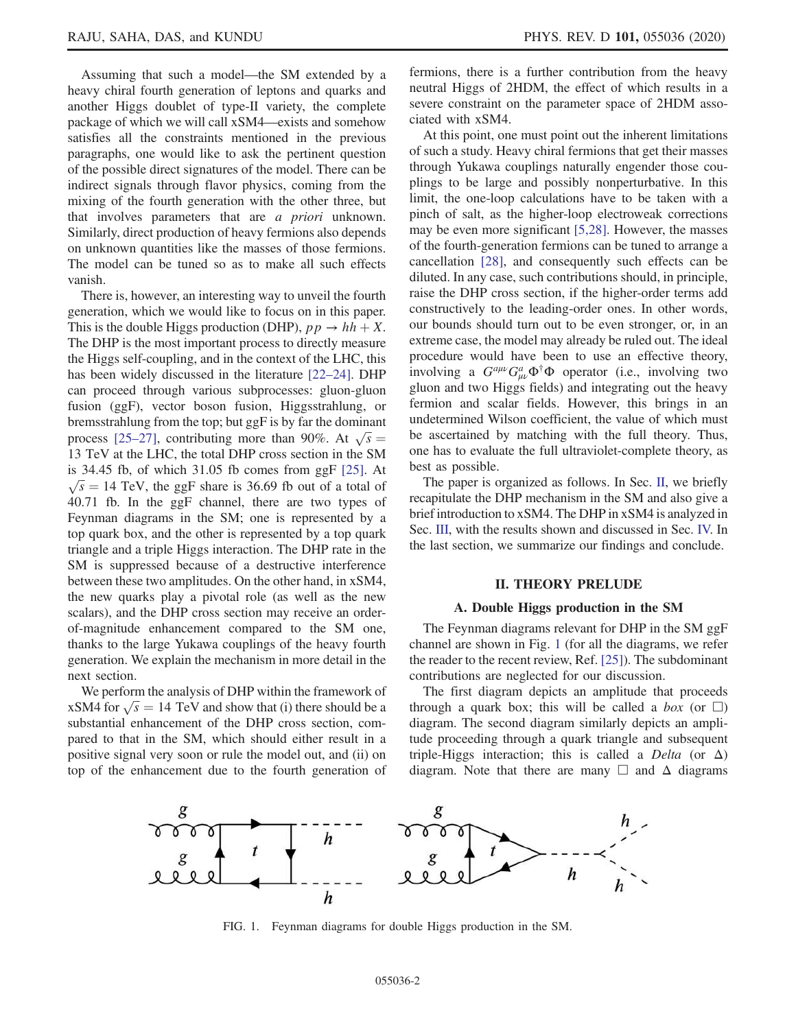Assuming that such a model—the SM extended by a heavy chiral fourth generation of leptons and quarks and another Higgs doublet of type-II variety, the complete package of which we will call xSM4—exists and somehow satisfies all the constraints mentioned in the previous paragraphs, one would like to ask the pertinent question of the possible direct signatures of the model. There can be indirect signals through flavor physics, coming from the mixing of the fourth generation with the other three, but that involves parameters that are *a priori* unknown. Similarly, direct production of heavy fermions also depends on unknown quantities like the masses of those fermions. The model can be tuned so as to make all such effects vanish.

There is, however, an interesting way to unveil the fourth generation, which we would like to focus on in this paper. This is the double Higgs production (DHP), $pp \to hh + X$. The DHP is the most important process to directly measure the Higgs self-coupling, and in the context of the LHC, this has been widely discussed in the literature [22–24]. DHP can proceed through various subprocesses: gluon-gluon fusion (ggF), vector boson fusion, Higgsstrahlung, or bremsstrahlung from the top; but ggF is by far the dominant process [25–27], contributing more than 90%. At $\sqrt{s} = 13$ TeV at the LHC, the total DHP cross section in the SM is 34.45 fb, of which 31.05 fb comes from ggF [25]. At $\sqrt{s} = 14$ TeV, the ggF share is 36.69 fb out of a total of 40.71 fb. In the ggF channel, there are two types of Feynman diagrams in the SM; one is represented by a top quark box, and the other is represented by a top quark triangle and a triple Higgs interaction. The DHP rate in the SM is suppressed because of a destructive interference between these two amplitudes. On the other hand, in xSM4, the new quarks play a pivotal role (as well as the new scalars), and the DHP cross section may receive an order-of-magnitude enhancement compared to the SM one, thanks to the large Yukawa couplings of the heavy fourth generation. We explain the mechanism in more detail in the next section.

We perform the analysis of DHP within the framework of xSM4 for $\sqrt{s} = 14$ TeV and show that (i) there should be a substantial enhancement of the DHP cross section, compared to that in the SM, which should either result in a positive signal very soon or rule the model out, and (ii) on top of the enhancement due to the fourth generation of fermions, there is a further contribution from the heavy neutral Higgs of 2HDM, the effect of which results in a severe constraint on the parameter space of 2HDM associated with xSM4.

At this point, one must point out the inherent limitations of such a study. Heavy chiral fermions that get their masses through Yukawa couplings naturally engender those couplings to be large and possibly nonperturbative. In this limit, the one-loop calculations have to be taken with a pinch of salt, as the higher-loop electroweak corrections may be even more significant [5,28]. However, the masses of the fourth-generation fermions can be tuned to arrange a cancellation [28], and consequently such effects can be diluted. In any case, such contributions should, in principle, raise the DHP cross section, if the higher-order terms add constructively to the leading-order ones. In other words, our bounds should turn out to be even stronger, or, in an extreme case, the model may already be ruled out. The ideal procedure would have been to use an effective theory, involving a $G^{a\mu\nu}G^{a}_{\mu\nu}\Phi^{\dagger}\Phi$ operator (i.e., involving two gluon and two Higgs fields) and integrating out the heavy fermion and scalar fields. However, this brings in an undetermined Wilson coefficient, the value of which must be ascertained by matching with the full theory. Thus, one has to evaluate the full ultraviolet-complete theory, as best as possible.

The paper is organized as follows. In Sec. II, we briefly recapitulate the DHP mechanism in the SM and also give a brief introduction to xSM4. The DHP in xSM4 is analyzed in Sec. III, with the results shown and discussed in Sec. IV. In the last section, we summarize our findings and conclude.

## II. THEORY PRELUDE

### A. Double Higgs production in the SM

The Feynman diagrams relevant for DHP in the SM ggF channel are shown in Fig. 1 (for all the diagrams, we refer the reader to the recent review, Ref. [25]). The subdominant contributions are neglected for our discussion.

The first diagram depicts an amplitude that proceeds through a quark box; this will be called a *box* (or $\square$) diagram. The second diagram similarly depicts an amplitude proceeding through a quark triangle and subsequent triple-Higgs interaction; this is called a *Delta* (or $\Delta$) diagram. Note that there are many $\square$ and $\Delta$ diagrams

FIG. 1. Feynman diagrams for double Higgs production in the SM.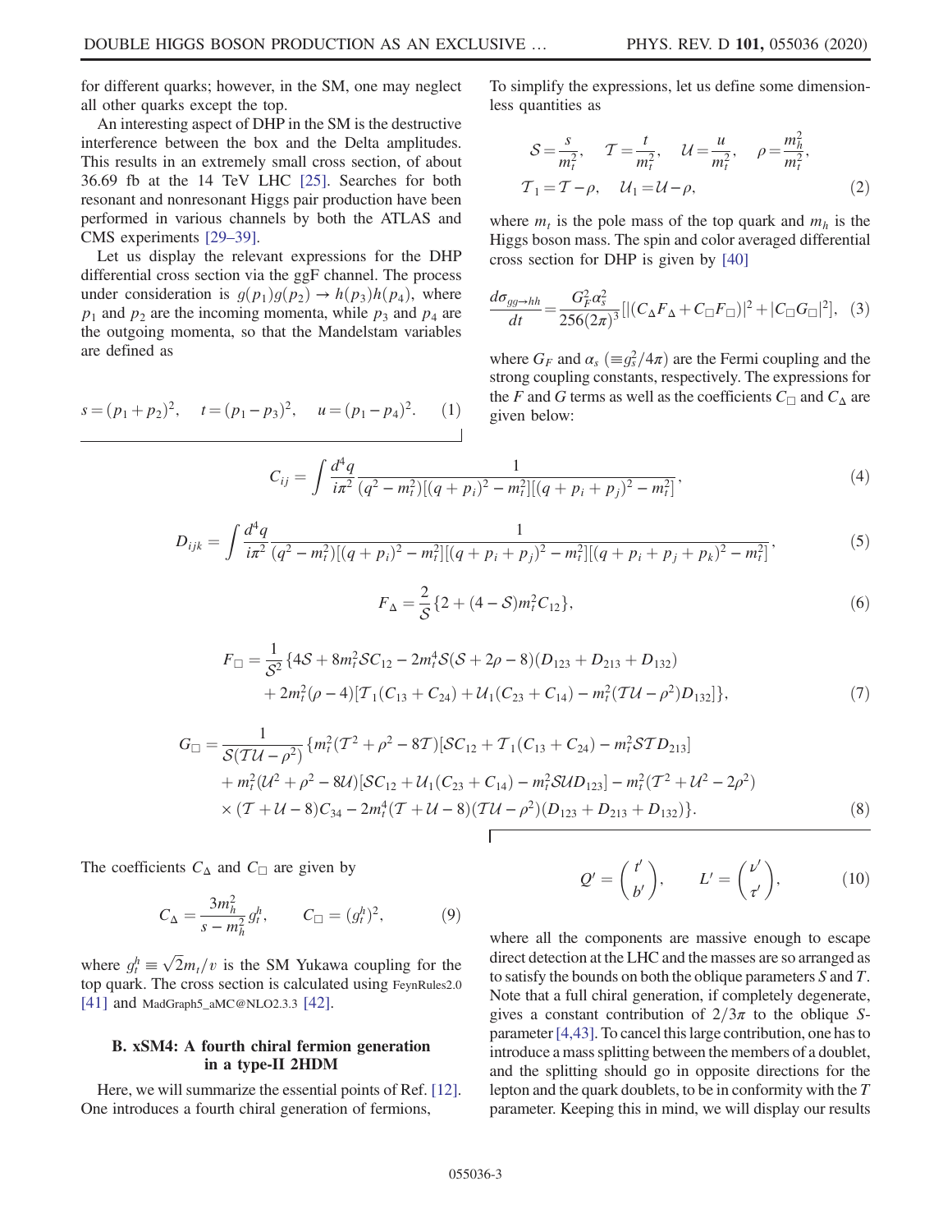for different quarks; however, in the SM, one may neglect all other quarks except the top.

An interesting aspect of DHP in the SM is the destructive interference between the box and the Delta amplitudes. This results in an extremely small cross section, of about 36.69 fb at the 14 TeV LHC [25]. Searches for both resonant and nonresonant Higgs pair production have been performed in various channels by both the ATLAS and CMS experiments [29–39].

Let us display the relevant expressions for the DHP differential cross section via the ggF channel. The process under consideration is $g(p_1)g(p_2) \to h(p_3)h(p_4)$, where $p_1$ and $p_2$ are the incoming momenta, while $p_3$ and $p_4$ are the outgoing momenta, so that the Mandelstam variables are defined as

$$s = (p_1 + p_2)^2, \quad t = (p_1 - p_3)^2, \quad u = (p_1 - p_4)^2. \tag{1}$$

To simplify the expressions, let us define some dimensionless quantities as

$$\mathcal{S} = \frac{s}{m_t^2}, \quad \mathcal{T} = \frac{t}{m_t^2}, \quad \mathcal{U} = \frac{u}{m_t^2}, \quad \rho = \frac{m_h^2}{m_t^2},$$
$$\mathcal{T}_1 = \mathcal{T} - \rho, \quad \mathcal{U}_1 = \mathcal{U} - \rho, \tag{2}$$

where $m_t$ is the pole mass of the top quark and $m_h$ is the Higgs boson mass. The spin and color averaged differential cross section for DHP is given by [40]

$$\frac{d\sigma_{gg\to hh}}{dt} = \frac{G_F^2 \alpha_s^2}{256(2\pi)^3}[|(C_\Delta F_\Delta + C_\Box F_\Box)|^2 + |C_\Box G_\Box|^2], \tag{3}$$

where $G_F$ and $\alpha_s$ ($\equiv g_s^2/4\pi$) are the Fermi coupling and the strong coupling constants, respectively. The expressions for the $F$ and $G$ terms as well as the coefficients $C_\Box$ and $C_\Delta$ are given below:

$$C_{ij} = \int \frac{d^4 q}{i\pi^2} \frac{1}{(q^2 - m_t^2)[(q + p_i)^2 - m_t^2][(q + p_i + p_j)^2 - m_t^2]}, \tag{4}$$

$$D_{ijk} = \int \frac{d^4 q}{i\pi^2} \frac{1}{(q^2 - m_t^2)[(q + p_i)^2 - m_t^2][(q + p_i + p_j)^2 - m_t^2][(q + p_i + p_j + p_k)^2 - m_t^2]}, \tag{5}$$

$$F_\Delta = \frac{2}{\mathcal{S}}\{2 + (4 - \mathcal{S})m_t^2 C_{12}\}, \tag{6}$$

$$F_\Box = \frac{1}{\mathcal{S}^2}\{4\mathcal{S} + 8m_t^2 \mathcal{S} C_{12} - 2m_t^4 \mathcal{S}(\mathcal{S} + 2\rho - 8)(D_{123} + D_{213} + D_{132})$$
$$+ 2m_t^2(\rho - 4)[\mathcal{T}_1(C_{13} + C_{24}) + \mathcal{U}_1(C_{23} + C_{14}) - m_t^2(\mathcal{T}\mathcal{U} - \rho^2)D_{132}]\}, \tag{7}$$

$$G_\Box = \frac{1}{\mathcal{S}(\mathcal{T}\mathcal{U} - \rho^2)}\{m_t^2(\mathcal{T}^2 + \rho^2 - 8\mathcal{T})[\mathcal{S}C_{12} + \mathcal{T}_1(C_{13} + C_{24}) - m_t^2 \mathcal{S}\mathcal{T} D_{213}]$$
$$+ m_t^2(\mathcal{U}^2 + \rho^2 - 8\mathcal{U})[\mathcal{S}C_{12} + \mathcal{U}_1(C_{23} + C_{14}) - m_t^2 \mathcal{S}\mathcal{U} D_{123}] - m_t^2(\mathcal{T}^2 + \mathcal{U}^2 - 2\rho^2)$$
$$\times (\mathcal{T} + \mathcal{U} - 8)C_{34} - 2m_t^4(\mathcal{T} + \mathcal{U} - 8)(\mathcal{T}\mathcal{U} - \rho^2)(D_{123} + D_{213} + D_{132})\}. \tag{8}$$

The coefficients $C_\Delta$ and $C_\Box$ are given by

$$C_\Delta = \frac{3m_h^2}{s - m_h^2} g_t^h, \qquad C_\Box = (g_t^h)^2, \tag{9}$$

where $g_t^h \equiv \sqrt{2}m_t/v$ is the SM Yukawa coupling for the top quark. The cross section is calculated using FeynRules2.0 [41] and MadGraph5_aMC@NLO2.3.3 [42].

### B. xSM4: A fourth chiral fermion generation in a type-II 2HDM

Here, we will summarize the essential points of Ref. [12]. One introduces a fourth chiral generation of fermions,

$$Q' = \begin{pmatrix} t' \\ b' \end{pmatrix}, \qquad L' = \begin{pmatrix} \nu' \\ \tau' \end{pmatrix}, \tag{10}$$

where all the components are massive enough to escape direct detection at the LHC and the masses are so arranged as to satisfy the bounds on both the oblique parameters $S$ and $T$. Note that a full chiral generation, if completely degenerate, gives a constant contribution of $2/3\pi$ to the oblique $S$-parameter [4,43]. To cancel this large contribution, one has to introduce a mass splitting between the members of a doublet, and the splitting should go in opposite directions for the lepton and the quark doublets, to be in conformity with the $T$ parameter. Keeping this in mind, we will display our results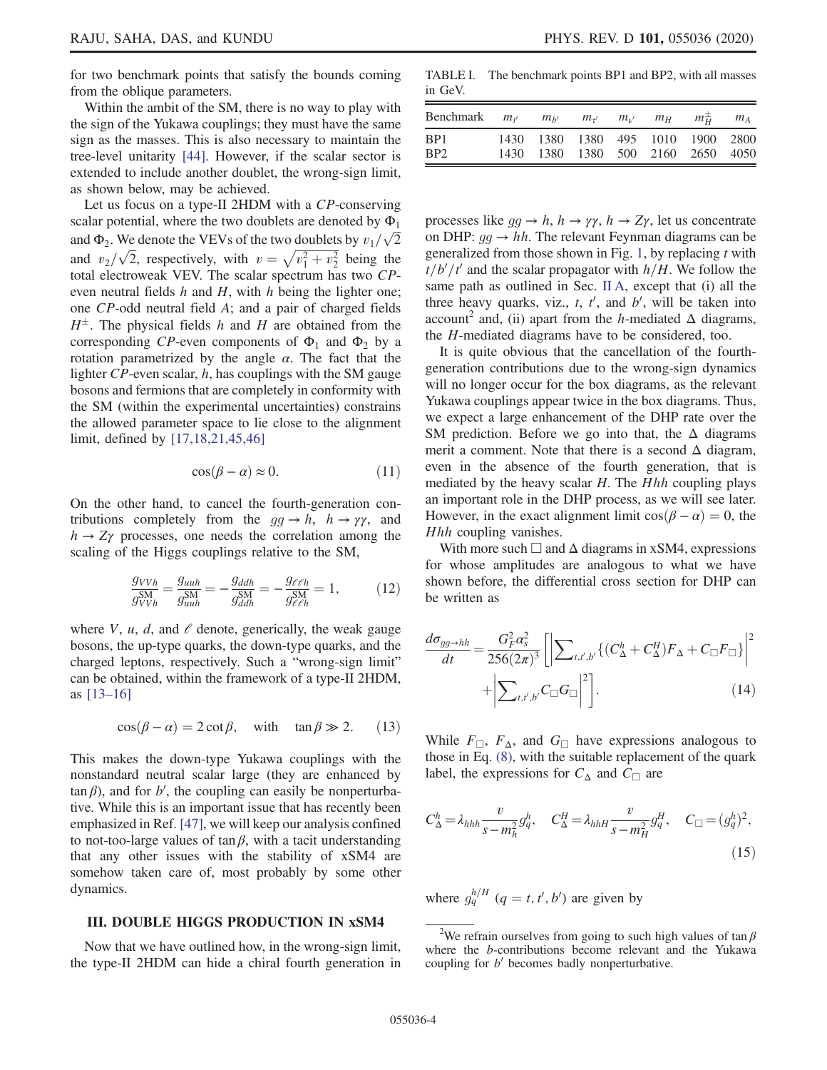for two benchmark points that satisfy the bounds coming from the oblique parameters.

Within the ambit of the SM, there is no way to play with the sign of the Yukawa couplings; they must have the same sign as the masses. This is also necessary to maintain the tree-level unitarity [44]. However, if the scalar sector is extended to include another doublet, the wrong-sign limit, as shown below, may be achieved.

Let us focus on a type-II 2HDM with a $CP$-conserving scalar potential, where the two doublets are denoted by $\Phi_1$ and $\Phi_2$. We denote the VEVs of the two doublets by $v_1/\sqrt{2}$ and $v_2/\sqrt{2}$, respectively, with $v = \sqrt{v_1^2 + v_2^2}$ being the total electroweak VEV. The scalar spectrum has two $CP$-even neutral fields $h$ and $H$, with $h$ being the lighter one; one $CP$-odd neutral field $A$; and a pair of charged fields $H^\pm$. The physical fields $h$ and $H$ are obtained from the corresponding $CP$-even components of $\Phi_1$ and $\Phi_2$ by a rotation parametrized by the angle $\alpha$. The fact that the lighter $CP$-even scalar, $h$, has couplings with the SM gauge bosons and fermions that are completely in conformity with the SM (within the experimental uncertainties) constrains the allowed parameter space to lie close to the alignment limit, defined by [17,18,21,45,46]

$$\cos(\beta - \alpha) \approx 0. \tag{11}$$

On the other hand, to cancel the fourth-generation contributions completely from the $gg \to h$, $h \to \gamma\gamma$, and $h \to Z\gamma$ processes, one needs the correlation among the scaling of the Higgs couplings relative to the SM,

$$\frac{g_{VVh}}{g_{VVh}^{\rm SM}} = \frac{g_{uuh}}{g_{uuh}^{\rm SM}} = -\frac{g_{ddh}}{g_{ddh}^{\rm SM}} = -\frac{g_{\ell\ell h}}{g_{\ell\ell h}^{\rm SM}} = 1, \tag{12}$$

where $V$, $u$, $d$, and $\ell$ denote, generically, the weak gauge bosons, the up-type quarks, the down-type quarks, and the charged leptons, respectively. Such a "wrong-sign limit" can be obtained, within the framework of a type-II 2HDM, as [13–16]

$$\cos(\beta - \alpha) = 2\cot\beta, \quad \text{with} \quad \tan\beta \gg 2. \tag{13}$$

This makes the down-type Yukawa couplings with the nonstandard neutral scalar large (they are enhanced by $\tan\beta$), and for $b'$, the coupling can easily be nonperturbative. While this is an important issue that has recently been emphasized in Ref. [47], we will keep our analysis confined to not-too-large values of $\tan\beta$, with a tacit understanding that any other issues with the stability of xSM4 are somehow taken care of, most probably by some other dynamics.

## III. DOUBLE HIGGS PRODUCTION IN xSM4

Now that we have outlined how, in the wrong-sign limit, the type-II 2HDM can hide a chiral fourth generation in processes like $gg \to h$, $h \to \gamma\gamma$, $h \to Z\gamma$, let us concentrate on DHP: $gg \to hh$. The relevant Feynman diagrams can be generalized from those shown in Fig. 1, by replacing $t$ with $t/b'/t'$ and the scalar propagator with $h/H$. We follow the same path as outlined in Sec. II A, except that (i) all the three heavy quarks, viz., $t$, $t'$, and $b'$, will be taken into account[2] and, (ii) apart from the $h$-mediated $\Delta$ diagrams, the $H$-mediated diagrams have to be considered, too.

TABLE I. The benchmark points BP1 and BP2, with all masses in GeV.

| Benchmark | $m_{t'}$ | $m_{b'}$ | $m_{\tau'}$ | $m_{\nu'}$ | $m_H$ | $m_H^\pm$ | $m_A$ |
|---|---|---|---|---|---|---|---|
| BP1 | 1430 | 1380 | 1380 | 495 | 1010 | 1900 | 2800 |
| BP2 | 1430 | 1380 | 1380 | 500 | 2160 | 2650 | 4050 |

It is quite obvious that the cancellation of the fourth-generation contributions due to the wrong-sign dynamics will no longer occur for the box diagrams, as the relevant Yukawa couplings appear twice in the box diagrams. Thus, we expect a large enhancement of the DHP rate over the SM prediction. Before we go into that, the $\Delta$ diagrams merit a comment. Note that there is a second $\Delta$ diagram, even in the absence of the fourth generation, that is mediated by the heavy scalar $H$. The $Hhh$ coupling plays an important role in the DHP process, as we will see later. However, in the exact alignment limit $\cos(\beta - \alpha) = 0$, the $Hhh$ coupling vanishes.

With more such $\Box$ and $\Delta$ diagrams in xSM4, expressions for whose amplitudes are analogous to what we have shown before, the differential cross section for DHP can be written as

$$\frac{d\sigma_{gg\to hh}}{dt} = \frac{G_F^2\alpha_s^2}{256(2\pi)^3}\left[\left|\sum\nolimits_{t,t',b'}\{(C_\Delta^h + C_\Delta^H)F_\Delta + C_\Box F_\Box\}\right|^2 + \left|\sum\nolimits_{t,t',b'} C_\Box G_\Box\right|^2\right]. \tag{14}$$

While $F_\Box$, $F_\Delta$, and $G_\Box$ have expressions analogous to those in Eq. (8), with the suitable replacement of the quark label, the expressions for $C_\Delta$ and $C_\Box$ are

$$C_\Delta^h = \lambda_{hhh}\frac{v}{s - m_h^2}g_q^h, \quad C_\Delta^H = \lambda_{hhH}\frac{v}{s - m_H^2}g_q^H, \quad C_\Box = (g_q^h)^2, \tag{15}$$

where $g_q^{h/H}$ ($q = t, t', b'$) are given by

[2] We refrain ourselves from going to such high values of $\tan\beta$ where the $b$-contributions become relevant and the Yukawa coupling for $b'$ becomes badly nonperturbative.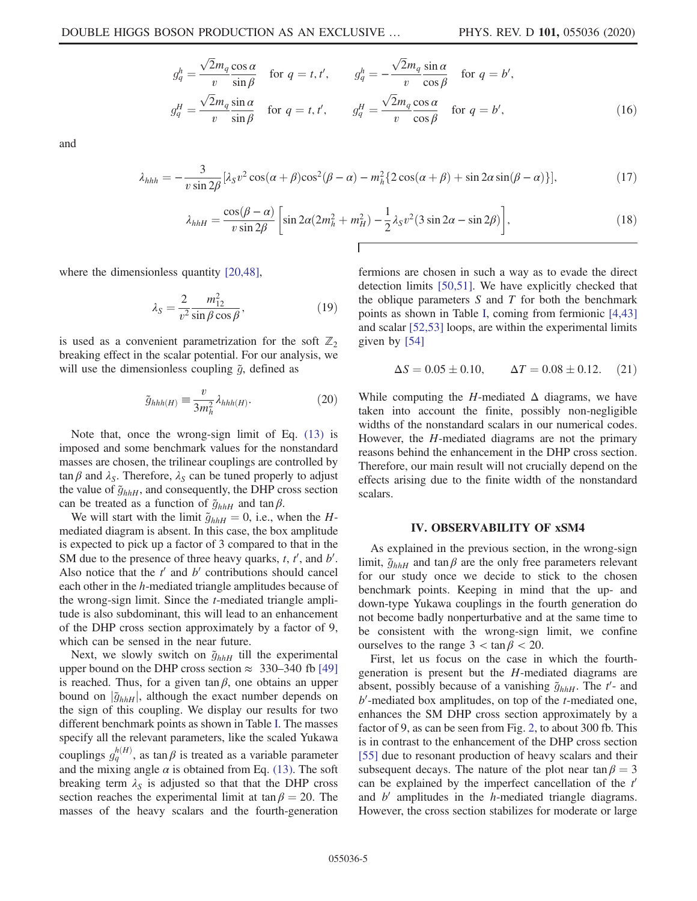$$
\begin{aligned}
g_q^h &= \frac{\sqrt{2}m_q}{v}\frac{\cos\alpha}{\sin\beta} \quad \text{for } q = t, t', \qquad g_q^h = -\frac{\sqrt{2}m_q}{v}\frac{\sin\alpha}{\cos\beta} \quad \text{for } q = b', \\
g_q^H &= \frac{\sqrt{2}m_q}{v}\frac{\sin\alpha}{\sin\beta} \quad \text{for } q = t, t', \qquad g_q^H = \frac{\sqrt{2}m_q}{v}\frac{\cos\alpha}{\cos\beta} \quad \text{for } q = b',
\end{aligned}
\tag{16}
$$

and

$$
\lambda_{hhh} = -\frac{3}{v\sin 2\beta}[\lambda_S v^2 \cos(\alpha+\beta)\cos^2(\beta-\alpha) - m_h^2\{2\cos(\alpha+\beta) + \sin 2\alpha \sin(\beta-\alpha)\}], \tag{17}
$$

$$
\lambda_{hhH} = \frac{\cos(\beta-\alpha)}{v\sin 2\beta}\left[\sin 2\alpha(2m_h^2 + m_H^2) - \frac{1}{2}\lambda_S v^2(3\sin 2\alpha - \sin 2\beta)\right], \tag{18}
$$

where the dimensionless quantity [20,48],

$$
\lambda_S = \frac{2}{v^2}\frac{m_{12}^2}{\sin\beta\cos\beta}, \tag{19}
$$

is used as a convenient parametrization for the soft $\mathbb{Z}_2$ breaking effect in the scalar potential. For our analysis, we will use the dimensionless coupling $\tilde{g}$, defined as

$$
\tilde{g}_{hhh(H)} \equiv \frac{v}{3m_h^2}\lambda_{hhh(H)}. \tag{20}
$$

Note that, once the wrong-sign limit of Eq. (13) is imposed and some benchmark values for the nonstandard masses are chosen, the trilinear couplings are controlled by $\tan\beta$ and $\lambda_S$. Therefore, $\lambda_S$ can be tuned properly to adjust the value of $\tilde{g}_{hhH}$, and consequently, the DHP cross section can be treated as a function of $\tilde{g}_{hhH}$ and $\tan\beta$.

We will start with the limit $\tilde{g}_{hhH} = 0$, i.e., when the $H$-mediated diagram is absent. In this case, the box amplitude is expected to pick up a factor of 3 compared to that in the SM due to the presence of three heavy quarks, $t$, $t'$, and $b'$. Also notice that the $t'$ and $b'$ contributions should cancel each other in the $h$-mediated triangle amplitudes because of the wrong-sign limit. Since the $t$-mediated triangle amplitude is also subdominant, this will lead to an enhancement of the DHP cross section approximately by a factor of 9, which can be sensed in the near future.

Next, we slowly switch on $\tilde{g}_{hhH}$ till the experimental upper bound on the DHP cross section $\approx$ 330–340 fb [49] is reached. Thus, for a given $\tan\beta$, one obtains an upper bound on $|\tilde{g}_{hhH}|$, although the exact number depends on the sign of this coupling. We display our results for two different benchmark points as shown in Table I. The masses specify all the relevant parameters, like the scaled Yukawa couplings $g_q^{h(H)}$, as $\tan\beta$ is treated as a variable parameter and the mixing angle $\alpha$ is obtained from Eq. (13). The soft breaking term $\lambda_S$ is adjusted so that that the DHP cross section reaches the experimental limit at $\tan\beta = 20$. The masses of the heavy scalars and the fourth-generation fermions are chosen in such a way as to evade the direct detection limits [50,51]. We have explicitly checked that the oblique parameters $S$ and $T$ for both the benchmark points as shown in Table I, coming from fermionic [4,43] and scalar [52,53] loops, are within the experimental limits given by [54]

$$
\Delta S = 0.05 \pm 0.10, \qquad \Delta T = 0.08 \pm 0.12. \tag{21}
$$

While computing the $H$-mediated $\Delta$ diagrams, we have taken into account the finite, possibly non-negligible widths of the nonstandard scalars in our numerical codes. However, the $H$-mediated diagrams are not the primary reasons behind the enhancement in the DHP cross section. Therefore, our main result will not crucially depend on the effects arising due to the finite width of the nonstandard scalars.

## IV. OBSERVABILITY OF xSM4

As explained in the previous section, in the wrong-sign limit, $\tilde{g}_{hhH}$ and $\tan\beta$ are the only free parameters relevant for our study once we decide to stick to the chosen benchmark points. Keeping in mind that the up- and down-type Yukawa couplings in the fourth generation do not become badly nonperturbative and at the same time to be consistent with the wrong-sign limit, we confine ourselves to the range $3 < \tan\beta < 20$.

First, let us focus on the case in which the fourth-generation is present but the $H$-mediated diagrams are absent, possibly because of a vanishing $\tilde{g}_{hhH}$. The $t'$- and $b'$-mediated box amplitudes, on top of the $t$-mediated one, enhances the SM DHP cross section approximately by a factor of 9, as can be seen from Fig. 2, to about 300 fb. This is in contrast to the enhancement of the DHP cross section [55] due to resonant production of heavy scalars and their subsequent decays. The nature of the plot near $\tan\beta = 3$ can be explained by the imperfect cancellation of the $t'$ and $b'$ amplitudes in the $h$-mediated triangle diagrams. However, the cross section stabilizes for moderate or large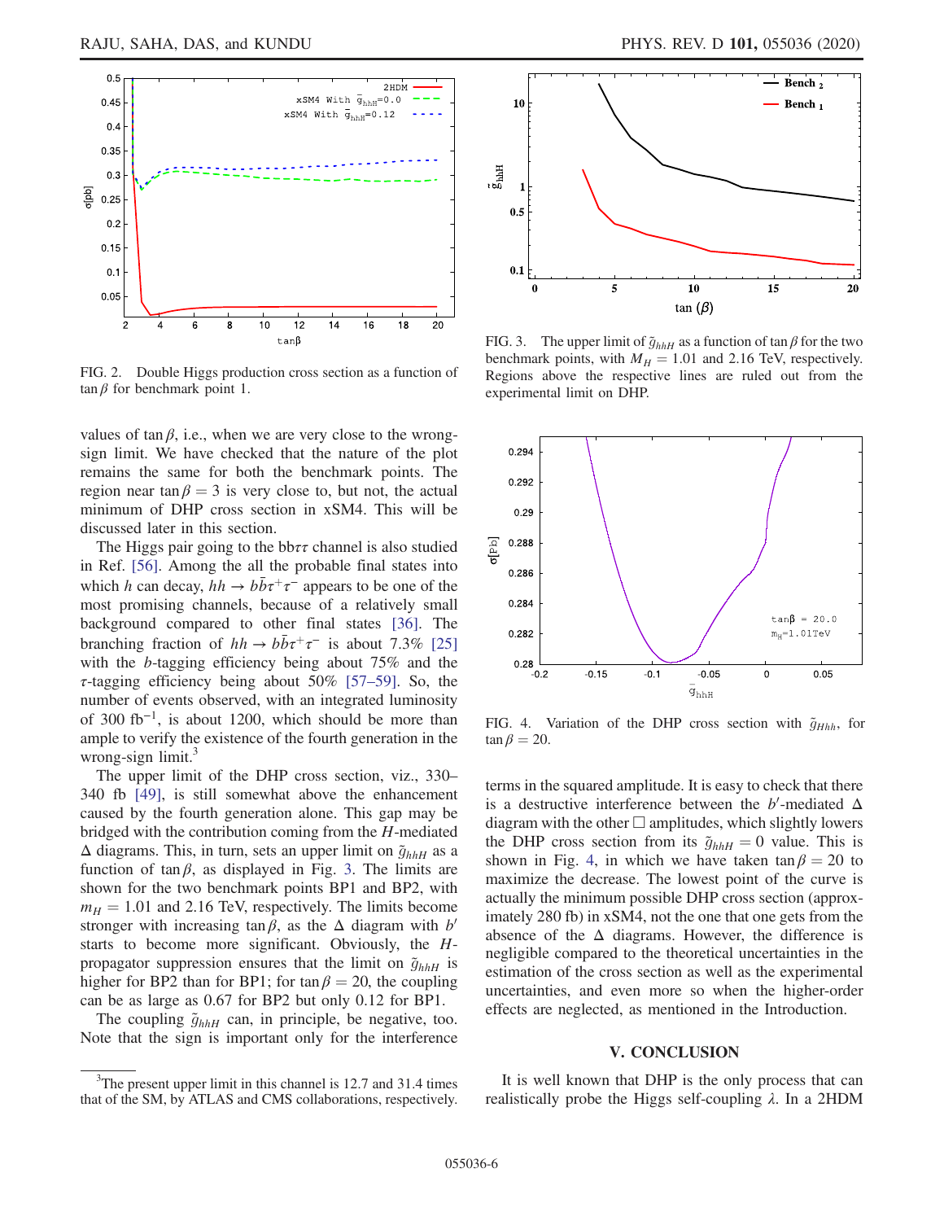FIG. 2. Double Higgs production cross section as a function of $\tan\beta$ for benchmark point 1.

values of $\tan\beta$, i.e., when we are very close to the wrong-sign limit. We have checked that the nature of the plot remains the same for both the benchmark points. The region near $\tan\beta = 3$ is very close to, but not, the actual minimum of DHP cross section in xSM4. This will be discussed later in this section.

The Higgs pair going to the bb$\tau\tau$ channel is also studied in Ref. [56]. Among the all the probable final states into which $h$ can decay, $hh \to b\bar{b}\tau^+\tau^-$ appears to be one of the most promising channels, because of a relatively small background compared to other final states [36]. The branching fraction of $hh \to b\bar{b}\tau^+\tau^-$ is about 7.3% [25] with the $b$-tagging efficiency being about 75% and the $\tau$-tagging efficiency being about 50% [57–59]. So, the number of events observed, with an integrated luminosity of 300 fb$^{-1}$, is about 1200, which should be more than ample to verify the existence of the fourth generation in the wrong-sign limit.[3]

The upper limit of the DHP cross section, viz., 330–340 fb [49], is still somewhat above the enhancement caused by the fourth generation alone. This gap may be bridged with the contribution coming from the $H$-mediated $\Delta$ diagrams. This, in turn, sets an upper limit on $\tilde{g}_{hhH}$ as a function of $\tan\beta$, as displayed in Fig. 3. The limits are shown for the two benchmark points BP1 and BP2, with $m_H = 1.01$ and 2.16 TeV, respectively. The limits become stronger with increasing $\tan\beta$, as the $\Delta$ diagram with $b'$ starts to become more significant. Obviously, the $H$-propagator suppression ensures that the limit on $\tilde{g}_{hhH}$ is higher for BP2 than for BP1; for $\tan\beta = 20$, the coupling can be as large as 0.67 for BP2 but only 0.12 for BP1.

The coupling $\tilde{g}_{hhH}$ can, in principle, be negative, too. Note that the sign is important only for the interference

FIG. 3. The upper limit of $\tilde{g}_{hhH}$ as a function of $\tan\beta$ for the two benchmark points, with $M_H = 1.01$ and 2.16 TeV, respectively. Regions above the respective lines are ruled out from the experimental limit on DHP.

FIG. 4. Variation of the DHP cross section with $\tilde{g}_{Hhh}$, for $\tan\beta = 20$.

terms in the squared amplitude. It is easy to check that there is a destructive interference between the $b'$-mediated $\Delta$ diagram with the other $\Box$ amplitudes, which slightly lowers the DHP cross section from its $\tilde{g}_{hhH} = 0$ value. This is shown in Fig. 4, in which we have taken $\tan\beta = 20$ to maximize the decrease. The lowest point of the curve is actually the minimum possible DHP cross section (approximately 280 fb) in xSM4, not the one that one gets from the absence of the $\Delta$ diagrams. However, the difference is negligible compared to the theoretical uncertainties in the estimation of the cross section as well as the experimental uncertainties, and even more so when the higher-order effects are neglected, as mentioned in the Introduction.

## V. CONCLUSION

It is well known that DHP is the only process that can realistically probe the Higgs self-coupling $\lambda$. In a 2HDM

[3]The present upper limit in this channel is 12.7 and 31.4 times that of the SM, by ATLAS and CMS collaborations, respectively.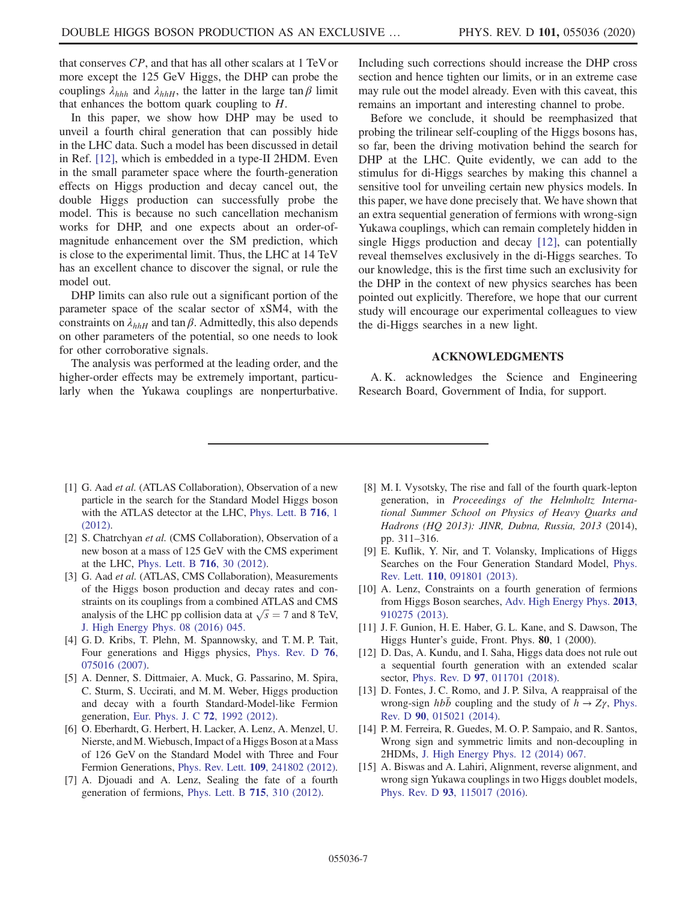that conserves $CP$, and that has all other scalars at 1 TeV or more except the 125 GeV Higgs, the DHP can probe the couplings $\lambda_{hhh}$ and $\lambda_{hhH}$, the latter in the large $\tan\beta$ limit that enhances the bottom quark coupling to $H$.

In this paper, we show how DHP may be used to unveil a fourth chiral generation that can possibly hide in the LHC data. Such a model has been discussed in detail in Ref. [12], which is embedded in a type-II 2HDM. Even in the small parameter space where the fourth-generation effects on Higgs production and decay cancel out, the double Higgs production can successfully probe the model. This is because no such cancellation mechanism works for DHP, and one expects about an order-of-magnitude enhancement over the SM prediction, which is close to the experimental limit. Thus, the LHC at 14 TeV has an excellent chance to discover the signal, or rule the model out.

DHP limits can also rule out a significant portion of the parameter space of the scalar sector of xSM4, with the constraints on $\lambda_{hhH}$ and $\tan\beta$. Admittedly, this also depends on other parameters of the potential, so one needs to look for other corroborative signals.

The analysis was performed at the leading order, and the higher-order effects may be extremely important, particularly when the Yukawa couplings are nonperturbative. Including such corrections should increase the DHP cross section and hence tighten our limits, or in an extreme case may rule out the model already. Even with this caveat, this remains an important and interesting channel to probe.

Before we conclude, it should be reemphasized that probing the trilinear self-coupling of the Higgs bosons has, so far, been the driving motivation behind the search for DHP at the LHC. Quite evidently, we can add to the stimulus for di-Higgs searches by making this channel a sensitive tool for unveiling certain new physics models. In this paper, we have done precisely that. We have shown that an extra sequential generation of fermions with wrong-sign Yukawa couplings, which can remain completely hidden in single Higgs production and decay [12], can potentially reveal themselves exclusively in the di-Higgs searches. To our knowledge, this is the first time such an exclusivity for the DHP in the context of new physics searches has been pointed out explicitly. Therefore, we hope that our current study will encourage our experimental colleagues to view the di-Higgs searches in a new light.

## ACKNOWLEDGMENTS

A. K. acknowledges the Science and Engineering Research Board, Government of India, for support.

---

[1] G. Aad *et al.* (ATLAS Collaboration), Observation of a new particle in the search for the Standard Model Higgs boson with the ATLAS detector at the LHC, Phys. Lett. B **716**, 1 (2012).

[2] S. Chatrchyan *et al.* (CMS Collaboration), Observation of a new boson at a mass of 125 GeV with the CMS experiment at the LHC, Phys. Lett. B **716**, 30 (2012).

[3] G. Aad *et al.* (ATLAS, CMS Collaboration), Measurements of the Higgs boson production and decay rates and constraints on its couplings from a combined ATLAS and CMS analysis of the LHC pp collision data at $\sqrt{s} = 7$ and 8 TeV, J. High Energy Phys. 08 (2016) 045.

[4] G. D. Kribs, T. Plehn, M. Spannowsky, and T. M. P. Tait, Four generations and Higgs physics, Phys. Rev. D **76**, 075016 (2007).

[5] A. Denner, S. Dittmaier, A. Muck, G. Passarino, M. Spira, C. Sturm, S. Uccirati, and M. M. Weber, Higgs production and decay with a fourth Standard-Model-like Fermion generation, Eur. Phys. J. C **72**, 1992 (2012).

[6] O. Eberhardt, G. Herbert, H. Lacker, A. Lenz, A. Menzel, U. Nierste, and M. Wiebusch, Impact of a Higgs Boson at a Mass of 126 GeV on the Standard Model with Three and Four Fermion Generations, Phys. Rev. Lett. **109**, 241802 (2012).

[7] A. Djouadi and A. Lenz, Sealing the fate of a fourth generation of fermions, Phys. Lett. B **715**, 310 (2012).

[8] M. I. Vysotsky, The rise and fall of the fourth quark-lepton generation, in *Proceedings of the Helmholtz International Summer School on Physics of Heavy Quarks and Hadrons (HQ 2013): JINR, Dubna, Russia, 2013* (2014), pp. 311–316.

[9] E. Kuflik, Y. Nir, and T. Volansky, Implications of Higgs Searches on the Four Generation Standard Model, Phys. Rev. Lett. **110**, 091801 (2013).

[10] A. Lenz, Constraints on a fourth generation of fermions from Higgs Boson searches, Adv. High Energy Phys. **2013**, 910275 (2013).

[11] J. F. Gunion, H. E. Haber, G. L. Kane, and S. Dawson, The Higgs Hunter's guide, Front. Phys. **80**, 1 (2000).

[12] D. Das, A. Kundu, and I. Saha, Higgs data does not rule out a sequential fourth generation with an extended scalar sector, Phys. Rev. D **97**, 011701 (2018).

[13] D. Fontes, J. C. Romo, and J. P. Silva, A reappraisal of the wrong-sign $hb\bar{b}$ coupling and the study of $h \to Z\gamma$, Phys. Rev. D **90**, 015021 (2014).

[14] P. M. Ferreira, R. Guedes, M. O. P. Sampaio, and R. Santos, Wrong sign and symmetric limits and non-decoupling in 2HDMs, J. High Energy Phys. 12 (2014) 067.

[15] A. Biswas and A. Lahiri, Alignment, reverse alignment, and wrong sign Yukawa couplings in two Higgs doublet models, Phys. Rev. D **93**, 115017 (2016).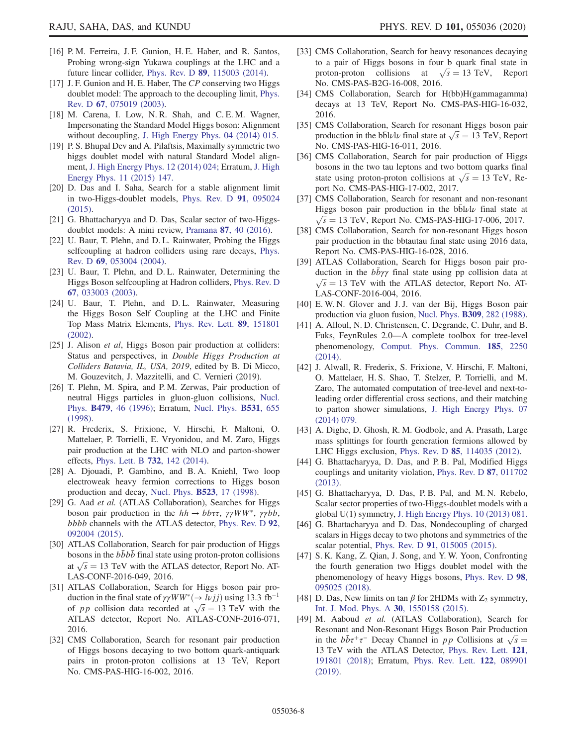[16] P. M. Ferreira, J. F. Gunion, H. E. Haber, and R. Santos, Probing wrong-sign Yukawa couplings at the LHC and a future linear collider, Phys. Rev. D **89**, 115003 (2014).

[17] J. F. Gunion and H. E. Haber, The *CP* conserving two Higgs doublet model: The approach to the decoupling limit, Phys. Rev. D **67**, 075019 (2003).

[18] M. Carena, I. Low, N. R. Shah, and C. E. M. Wagner, Impersonating the Standard Model Higgs boson: Alignment without decoupling, J. High Energy Phys. 04 (2014) 015.

[19] P. S. Bhupal Dev and A. Pilaftsis, Maximally symmetric two higgs doublet model with natural Standard Model alignment, J. High Energy Phys. 12 (2014) 024; Erratum, J. High Energy Phys. 11 (2015) 147.

[20] D. Das and I. Saha, Search for a stable alignment limit in two-Higgs-doublet models, Phys. Rev. D **91**, 095024 (2015).

[21] G. Bhattacharyya and D. Das, Scalar sector of two-Higgs-doublet models: A mini review, Pramana **87**, 40 (2016).

[22] U. Baur, T. Plehn, and D. L. Rainwater, Probing the Higgs selfcoupling at hadron colliders using rare decays, Phys. Rev. D **69**, 053004 (2004).

[23] U. Baur, T. Plehn, and D. L. Rainwater, Determining the Higgs Boson selfcoupling at Hadron colliders, Phys. Rev. D **67**, 033003 (2003).

[24] U. Baur, T. Plehn, and D. L. Rainwater, Measuring the Higgs Boson Self Coupling at the LHC and Finite Top Mass Matrix Elements, Phys. Rev. Lett. **89**, 151801 (2002).

[25] J. Alison *et al*, Higgs Boson pair production at colliders: Status and perspectives, in *Double Higgs Production at Colliders Batavia, IL, USA, 2019*, edited by B. Di Micco, M. Gouzevitch, J. Mazzitelli, and C. Vernieri (2019).

[26] T. Plehn, M. Spira, and P. M. Zerwas, Pair production of neutral Higgs particles in gluon-gluon collisions, Nucl. Phys. **B479**, 46 (1996); Erratum, Nucl. Phys. **B531**, 655 (1998).

[27] R. Frederix, S. Frixione, V. Hirschi, F. Maltoni, O. Mattelaer, P. Torrielli, E. Vryonidou, and M. Zaro, Higgs pair production at the LHC with NLO and parton-shower effects, Phys. Lett. B **732**, 142 (2014).

[28] A. Djouadi, P. Gambino, and B. A. Kniehl, Two loop electroweak heavy fermion corrections to Higgs boson production and decay, Nucl. Phys. **B523**, 17 (1998).

[29] G. Aad *et al.* (ATLAS Collaboration), Searches for Higgs boson pair production in the $hh \to bb\tau\tau$, $\gamma\gamma WW^*$, $\gamma\gamma bb$, $bbbb$ channels with the ATLAS detector, Phys. Rev. D **92**, 092004 (2015).

[30] ATLAS Collaboration, Search for pair production of Higgs bosons in the $b\bar{b}b\bar{b}$ final state using proton-proton collisions at $\sqrt{s} = 13$ TeV with the ATLAS detector, Report No. ATLAS-CONF-2016-049, 2016.

[31] ATLAS Collaboration, Search for Higgs boson pair production in the final state of $\gamma\gamma WW^*(\to l\nu jj)$ using 13.3 $\mathrm{fb}^{-1}$ of $pp$ collision data recorded at $\sqrt{s} = 13$ TeV with the ATLAS detector, Report No. ATLAS-CONF-2016-071, 2016.

[32] CMS Collaboration, Search for resonant pair production of Higgs bosons decaying to two bottom quark-antiquark pairs in proton-proton collisions at 13 TeV, Report No. CMS-PAS-HIG-16-002, 2016.

[33] CMS Collaboration, Search for heavy resonances decaying to a pair of Higgs bosons in four b quark final state in proton-proton collisions at $\sqrt{s} = 13$ TeV, Report No. CMS-PAS-B2G-16-008, 2016.

[34] CMS Collaboration, Search for H(bb)H(gammagamma) decays at 13 TeV, Report No. CMS-PAS-HIG-16-032, 2016.

[35] CMS Collaboration, Search for resonant Higgs boson pair production in the $b\bar{b}l\nu l\nu$ final state at $\sqrt{s} = 13$ TeV, Report No. CMS-PAS-HIG-16-011, 2016.

[36] CMS Collaboration, Search for pair production of Higgs bosons in the two tau leptons and two bottom quarks final state using proton-proton collisions at $\sqrt{s} = 13$ TeV, Report No. CMS-PAS-HIG-17-002, 2017.

[37] CMS Collaboration, Search for resonant and non-resonant Higgs boson pair production in the $b\bar{b}l\nu l\nu$ final state at $\sqrt{s} = 13$ TeV, Report No. CMS-PAS-HIG-17-006, 2017.

[38] CMS Collaboration, Search for non-resonant Higgs boson pair production in the bbtautau final state using 2016 data, Report No. CMS-PAS-HIG-16-028, 2016.

[39] ATLAS Collaboration, Search for Higgs boson pair production in the $b\bar{b}\gamma\gamma$ final state using pp collision data at $\sqrt{s} = 13$ TeV with the ATLAS detector, Report No. ATLAS-CONF-2016-004, 2016.

[40] E. W. N. Glover and J. J. van der Bij, Higgs Boson pair production via gluon fusion, Nucl. Phys. **B309**, 282 (1988).

[41] A. Alloul, N. D. Christensen, C. Degrande, C. Duhr, and B. Fuks, FeynRules 2.0—A complete toolbox for tree-level phenomenology, Comput. Phys. Commun. **185**, 2250 (2014).

[42] J. Alwall, R. Frederix, S. Frixione, V. Hirschi, F. Maltoni, O. Mattelaer, H. S. Shao, T. Stelzer, P. Torrielli, and M. Zaro, The automated computation of tree-level and next-to-leading order differential cross sections, and their matching to parton shower simulations, J. High Energy Phys. 07 (2014) 079.

[43] A. Dighe, D. Ghosh, R. M. Godbole, and A. Prasath, Large mass splittings for fourth generation fermions allowed by LHC Higgs exclusion, Phys. Rev. D **85**, 114035 (2012).

[44] G. Bhattacharyya, D. Das, and P. B. Pal, Modified Higgs couplings and unitarity violation, Phys. Rev. D **87**, 011702 (2013).

[45] G. Bhattacharyya, D. Das, P. B. Pal, and M. N. Rebelo, Scalar sector properties of two-Higgs-doublet models with a global U(1) symmetry, J. High Energy Phys. 10 (2013) 081.

[46] G. Bhattacharyya and D. Das, Nondecoupling of charged scalars in Higgs decay to two photons and symmetries of the scalar potential, Phys. Rev. D **91**, 015005 (2015).

[47] S. K. Kang, Z. Qian, J. Song, and Y. W. Yoon, Confronting the fourth generation two Higgs doublet model with the phenomenology of heavy Higgs bosons, Phys. Rev. D **98**, 095025 (2018).

[48] D. Das, New limits on tan $\beta$ for 2HDMs with $Z_2$ symmetry, Int. J. Mod. Phys. A **30**, 1550158 (2015).

[49] M. Aaboud *et al.* (ATLAS Collaboration), Search for Resonant and Non-Resonant Higgs Boson Pair Production in the $b\bar{b}\tau^+\tau^-$ Decay Channel in $pp$ Collisions at $\sqrt{s} = 13$ TeV with the ATLAS Detector, Phys. Rev. Lett. **121**, 191801 (2018); Erratum, Phys. Rev. Lett. **122**, 089901 (2019).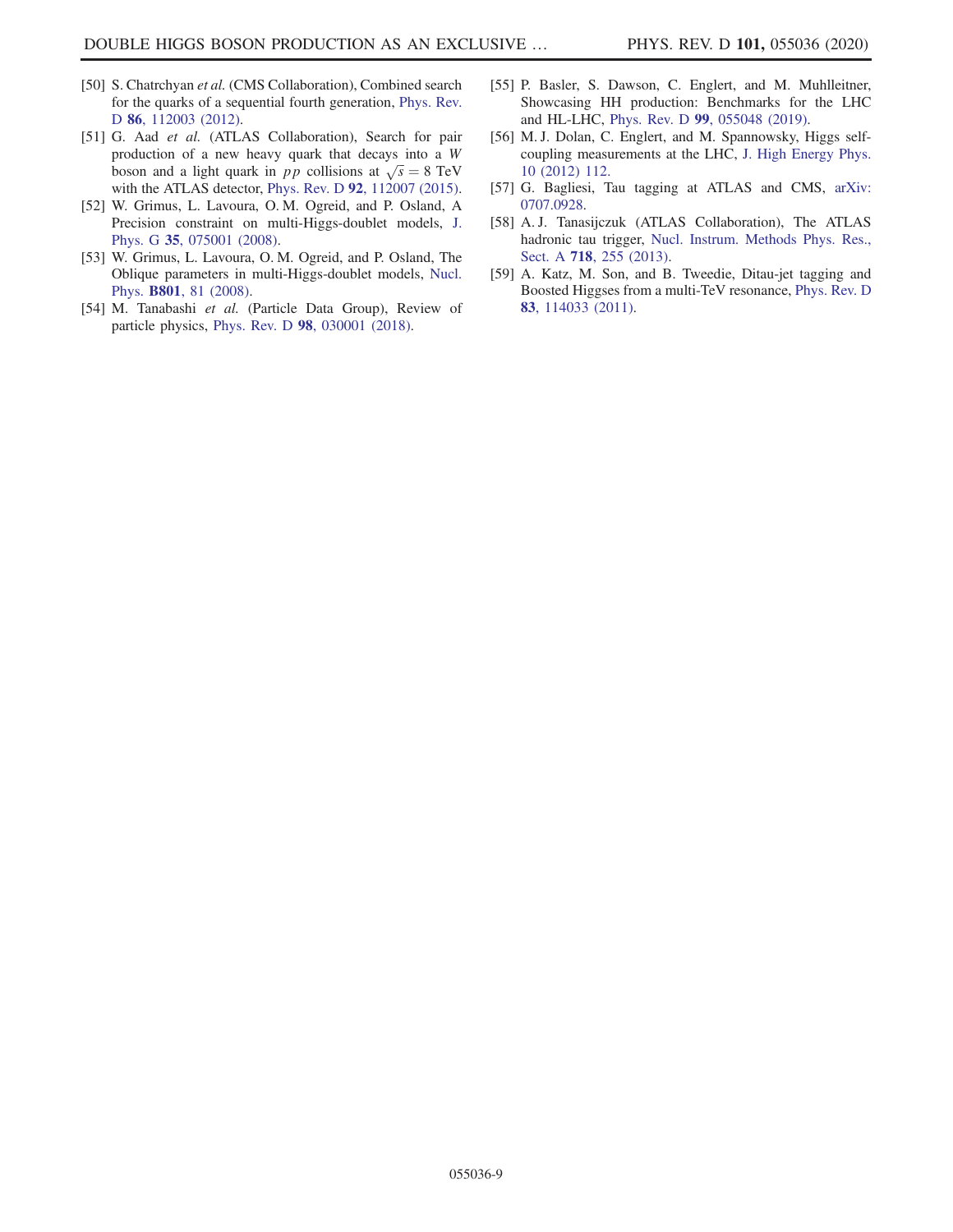[50] S. Chatrchyan *et al.* (CMS Collaboration), Combined search for the quarks of a sequential fourth generation, Phys. Rev. D **86**, 112003 (2012).

[51] G. Aad *et al.* (ATLAS Collaboration), Search for pair production of a new heavy quark that decays into a $W$ boson and a light quark in $pp$ collisions at $\sqrt{s} = 8$ TeV with the ATLAS detector, Phys. Rev. D **92**, 112007 (2015).

[52] W. Grimus, L. Lavoura, O. M. Ogreid, and P. Osland, A Precision constraint on multi-Higgs-doublet models, J. Phys. G **35**, 075001 (2008).

[53] W. Grimus, L. Lavoura, O. M. Ogreid, and P. Osland, The Oblique parameters in multi-Higgs-doublet models, Nucl. Phys. **B801**, 81 (2008).

[54] M. Tanabashi *et al.* (Particle Data Group), Review of particle physics, Phys. Rev. D **98**, 030001 (2018).

[55] P. Basler, S. Dawson, C. Englert, and M. Muhlleitner, Showcasing HH production: Benchmarks for the LHC and HL-LHC, Phys. Rev. D **99**, 055048 (2019).

[56] M. J. Dolan, C. Englert, and M. Spannowsky, Higgs self-coupling measurements at the LHC, J. High Energy Phys. 10 (2012) 112.

[57] G. Bagliesi, Tau tagging at ATLAS and CMS, arXiv: 0707.0928.

[58] A. J. Tanasijczuk (ATLAS Collaboration), The ATLAS hadronic tau trigger, Nucl. Instrum. Methods Phys. Res., Sect. A **718**, 255 (2013).

[59] A. Katz, M. Son, and B. Tweedie, Ditau-jet tagging and Boosted Higgses from a multi-TeV resonance, Phys. Rev. D **83**, 114033 (2011).